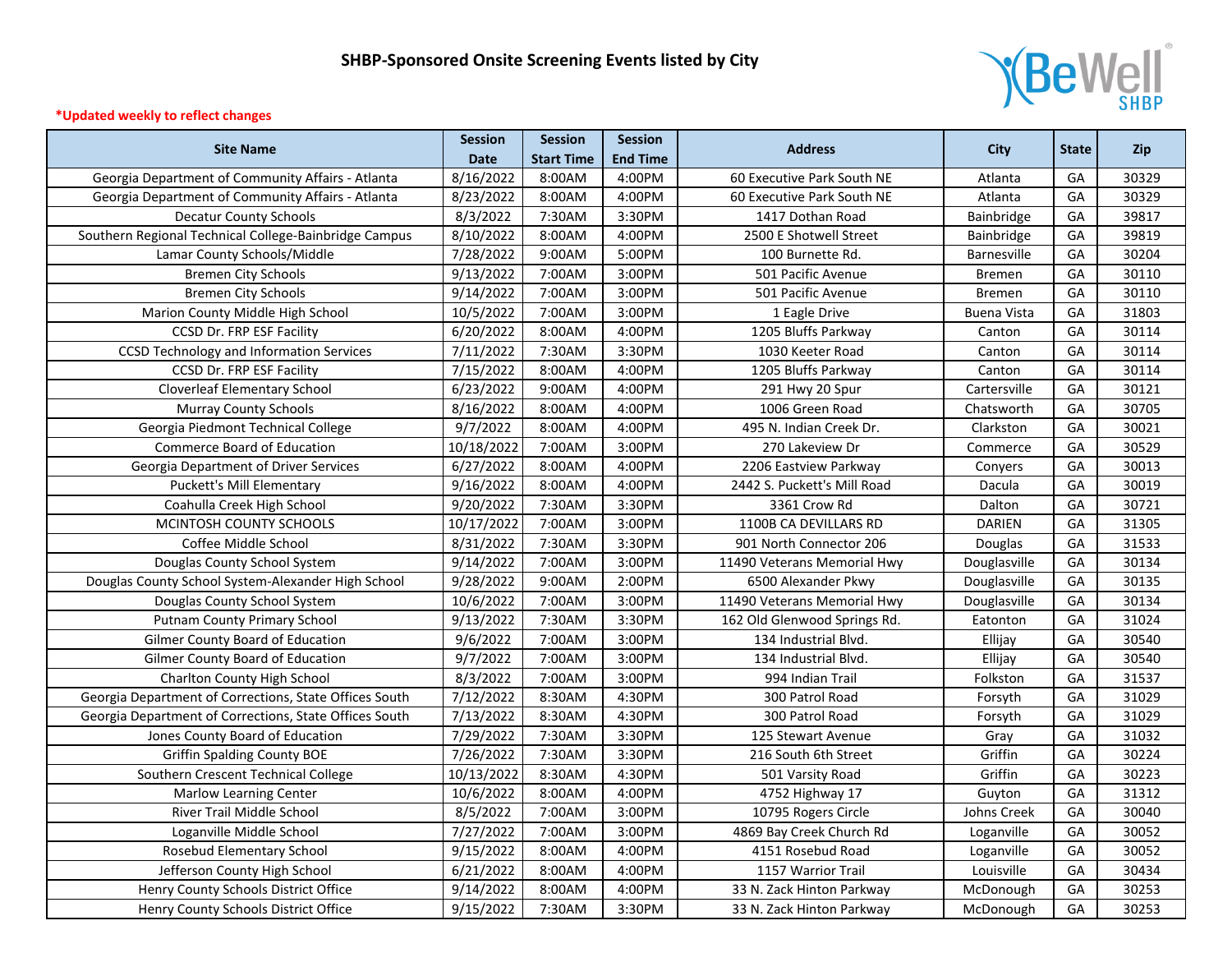# SHBP-Sponsored Onsite Screening Events listed by City

***Updated weekly to reflect changes**

| Site Name | Session Date | Session Start Time | Session End Time | Address | City | State | Zip |
|---|---|---|---|---|---|---|---|
| Georgia Department of Community Affairs - Atlanta | 8/16/2022 | 8:00AM | 4:00PM | 60 Executive Park South NE | Atlanta | GA | 30329 |
| Georgia Department of Community Affairs - Atlanta | 8/23/2022 | 8:00AM | 4:00PM | 60 Executive Park South NE | Atlanta | GA | 30329 |
| Decatur County Schools | 8/3/2022 | 7:30AM | 3:30PM | 1417 Dothan Road | Bainbridge | GA | 39817 |
| Southern Regional Technical College-Bainbridge Campus | 8/10/2022 | 8:00AM | 4:00PM | 2500 E Shotwell Street | Bainbridge | GA | 39819 |
| Lamar County Schools/Middle | 7/28/2022 | 9:00AM | 5:00PM | 100 Burnette Rd. | Barnesville | GA | 30204 |
| Bremen City Schools | 9/13/2022 | 7:00AM | 3:00PM | 501 Pacific Avenue | Bremen | GA | 30110 |
| Bremen City Schools | 9/14/2022 | 7:00AM | 3:00PM | 501 Pacific Avenue | Bremen | GA | 30110 |
| Marion County Middle High School | 10/5/2022 | 7:00AM | 3:00PM | 1 Eagle Drive | Buena Vista | GA | 31803 |
| CCSD Dr. FRP ESF Facility | 6/20/2022 | 8:00AM | 4:00PM | 1205 Bluffs Parkway | Canton | GA | 30114 |
| CCSD Technology and Information Services | 7/11/2022 | 7:30AM | 3:30PM | 1030 Keeter Road | Canton | GA | 30114 |
| CCSD Dr. FRP ESF Facility | 7/15/2022 | 8:00AM | 4:00PM | 1205 Bluffs Parkway | Canton | GA | 30114 |
| Cloverleaf Elementary School | 6/23/2022 | 9:00AM | 4:00PM | 291 Hwy 20 Spur | Cartersville | GA | 30121 |
| Murray County Schools | 8/16/2022 | 8:00AM | 4:00PM | 1006 Green Road | Chatsworth | GA | 30705 |
| Georgia Piedmont Technical College | 9/7/2022 | 8:00AM | 4:00PM | 495 N. Indian Creek Dr. | Clarkston | GA | 30021 |
| Commerce Board of Education | 10/18/2022 | 7:00AM | 3:00PM | 270 Lakeview Dr | Commerce | GA | 30529 |
| Georgia Department of Driver Services | 6/27/2022 | 8:00AM | 4:00PM | 2206 Eastview Parkway | Conyers | GA | 30013 |
| Puckett's Mill Elementary | 9/16/2022 | 8:00AM | 4:00PM | 2442 S. Puckett's Mill Road | Dacula | GA | 30019 |
| Coahulla Creek High School | 9/20/2022 | 7:30AM | 3:30PM | 3361 Crow Rd | Dalton | GA | 30721 |
| MCINTOSH COUNTY SCHOOLS | 10/17/2022 | 7:00AM | 3:00PM | 1100B CA DEVILLARS RD | DARIEN | GA | 31305 |
| Coffee Middle School | 8/31/2022 | 7:30AM | 3:30PM | 901 North Connector 206 | Douglas | GA | 31533 |
| Douglas County School System | 9/14/2022 | 7:00AM | 3:00PM | 11490 Veterans Memorial Hwy | Douglasville | GA | 30134 |
| Douglas County School System-Alexander High School | 9/28/2022 | 9:00AM | 2:00PM | 6500 Alexander Pkwy | Douglasville | GA | 30135 |
| Douglas County School System | 10/6/2022 | 7:00AM | 3:00PM | 11490 Veterans Memorial Hwy | Douglasville | GA | 30134 |
| Putnam County Primary School | 9/13/2022 | 7:30AM | 3:30PM | 162 Old Glenwood Springs Rd. | Eatonton | GA | 31024 |
| Gilmer County Board of Education | 9/6/2022 | 7:00AM | 3:00PM | 134 Industrial Blvd. | Ellijay | GA | 30540 |
| Gilmer County Board of Education | 9/7/2022 | 7:00AM | 3:00PM | 134 Industrial Blvd. | Ellijay | GA | 30540 |
| Charlton County High School | 8/3/2022 | 7:00AM | 3:00PM | 994 Indian Trail | Folkston | GA | 31537 |
| Georgia Department of Corrections, State Offices South | 7/12/2022 | 8:30AM | 4:30PM | 300 Patrol Road | Forsyth | GA | 31029 |
| Georgia Department of Corrections, State Offices South | 7/13/2022 | 8:30AM | 4:30PM | 300 Patrol Road | Forsyth | GA | 31029 |
| Jones County Board of Education | 7/29/2022 | 7:30AM | 3:30PM | 125 Stewart Avenue | Gray | GA | 31032 |
| Griffin Spalding County BOE | 7/26/2022 | 7:30AM | 3:30PM | 216 South 6th Street | Griffin | GA | 30224 |
| Southern Crescent Technical College | 10/13/2022 | 8:30AM | 4:30PM | 501 Varsity Road | Griffin | GA | 30223 |
| Marlow Learning Center | 10/6/2022 | 8:00AM | 4:00PM | 4752 Highway 17 | Guyton | GA | 31312 |
| River Trail Middle School | 8/5/2022 | 7:00AM | 3:00PM | 10795 Rogers Circle | Johns Creek | GA | 30040 |
| Loganville Middle School | 7/27/2022 | 7:00AM | 3:00PM | 4869 Bay Creek Church Rd | Loganville | GA | 30052 |
| Rosebud Elementary School | 9/15/2022 | 8:00AM | 4:00PM | 4151 Rosebud Road | Loganville | GA | 30052 |
| Jefferson County High School | 6/21/2022 | 8:00AM | 4:00PM | 1157 Warrior Trail | Louisville | GA | 30434 |
| Henry County Schools District Office | 9/14/2022 | 8:00AM | 4:00PM | 33 N. Zack Hinton Parkway | McDonough | GA | 30253 |
| Henry County Schools District Office | 9/15/2022 | 7:30AM | 3:30PM | 33 N. Zack Hinton Parkway | McDonough | GA | 30253 |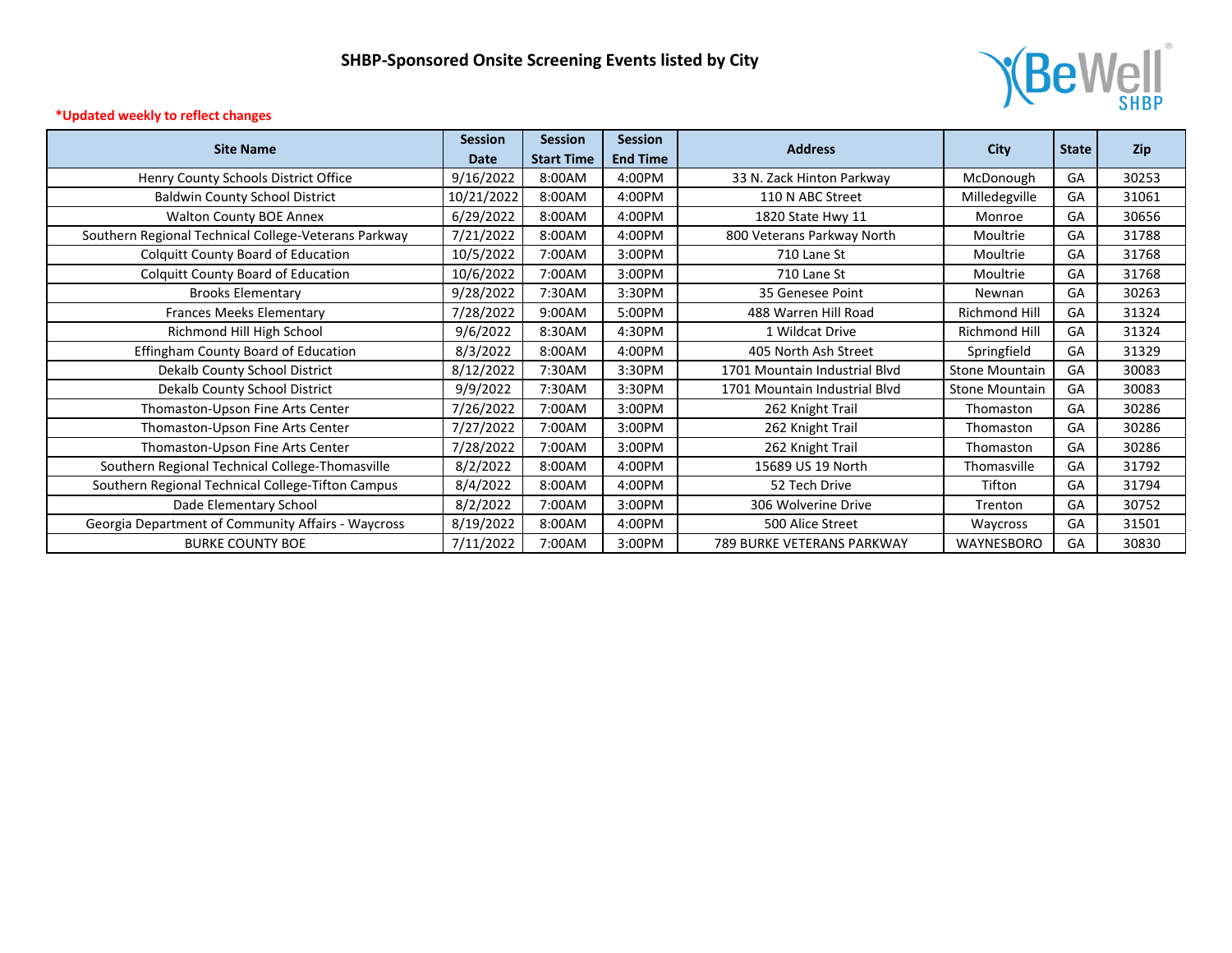# SHBP-Sponsored Onsite Screening Events listed by City

***Updated weekly to reflect changes**

| Site Name | Session Date | Session Start Time | Session End Time | Address | City | State | Zip |
|---|---|---|---|---|---|---|---|
| Henry County Schools District Office | 9/16/2022 | 8:00AM | 4:00PM | 33 N. Zack Hinton Parkway | McDonough | GA | 30253 |
| Baldwin County School District | 10/21/2022 | 8:00AM | 4:00PM | 110 N ABC Street | Milledegville | GA | 31061 |
| Walton County BOE Annex | 6/29/2022 | 8:00AM | 4:00PM | 1820 State Hwy 11 | Monroe | GA | 30656 |
| Southern Regional Technical College-Veterans Parkway | 7/21/2022 | 8:00AM | 4:00PM | 800 Veterans Parkway North | Moultrie | GA | 31788 |
| Colquitt County Board of Education | 10/5/2022 | 7:00AM | 3:00PM | 710 Lane St | Moultrie | GA | 31768 |
| Colquitt County Board of Education | 10/6/2022 | 7:00AM | 3:00PM | 710 Lane St | Moultrie | GA | 31768 |
| Brooks Elementary | 9/28/2022 | 7:30AM | 3:30PM | 35 Genesee Point | Newnan | GA | 30263 |
| Frances Meeks Elementary | 7/28/2022 | 9:00AM | 5:00PM | 488 Warren Hill Road | Richmond Hill | GA | 31324 |
| Richmond Hill High School | 9/6/2022 | 8:30AM | 4:30PM | 1 Wildcat Drive | Richmond Hill | GA | 31324 |
| Effingham County Board of Education | 8/3/2022 | 8:00AM | 4:00PM | 405 North Ash Street | Springfield | GA | 31329 |
| Dekalb County School District | 8/12/2022 | 7:30AM | 3:30PM | 1701 Mountain Industrial Blvd | Stone Mountain | GA | 30083 |
| Dekalb County School District | 9/9/2022 | 7:30AM | 3:30PM | 1701 Mountain Industrial Blvd | Stone Mountain | GA | 30083 |
| Thomaston-Upson Fine Arts Center | 7/26/2022 | 7:00AM | 3:00PM | 262 Knight Trail | Thomaston | GA | 30286 |
| Thomaston-Upson Fine Arts Center | 7/27/2022 | 7:00AM | 3:00PM | 262 Knight Trail | Thomaston | GA | 30286 |
| Thomaston-Upson Fine Arts Center | 7/28/2022 | 7:00AM | 3:00PM | 262 Knight Trail | Thomaston | GA | 30286 |
| Southern Regional Technical College-Thomasville | 8/2/2022 | 8:00AM | 4:00PM | 15689 US 19 North | Thomasville | GA | 31792 |
| Southern Regional Technical College-Tifton Campus | 8/4/2022 | 8:00AM | 4:00PM | 52 Tech Drive | Tifton | GA | 31794 |
| Dade Elementary School | 8/2/2022 | 7:00AM | 3:00PM | 306 Wolverine Drive | Trenton | GA | 30752 |
| Georgia Department of Community Affairs - Waycross | 8/19/2022 | 8:00AM | 4:00PM | 500 Alice Street | Waycross | GA | 31501 |
| BURKE COUNTY BOE | 7/11/2022 | 7:00AM | 3:00PM | 789 BURKE VETERANS PARKWAY | WAYNESBORO | GA | 30830 |